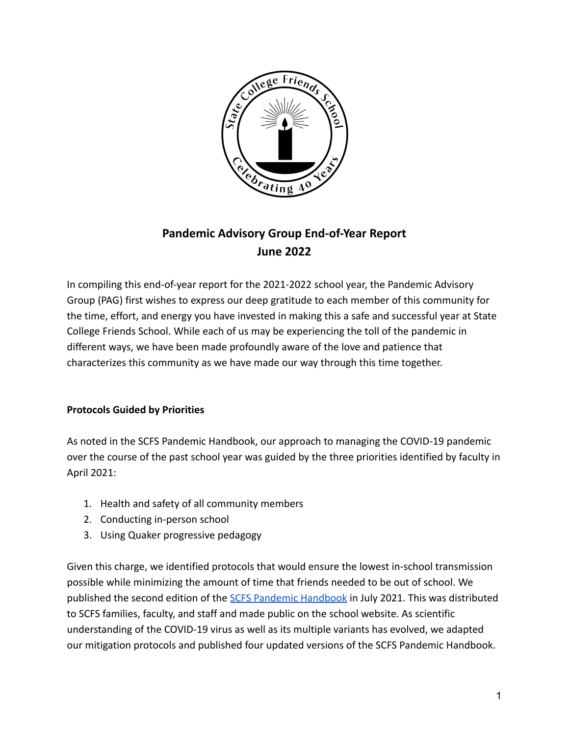# Pandemic Advisory Group End-of-Year Report
## June 2022

In compiling this end-of-year report for the 2021-2022 school year, the Pandemic Advisory Group (PAG) first wishes to express our deep gratitude to each member of this community for the time, effort, and energy you have invested in making this a safe and successful year at State College Friends School. While each of us may be experiencing the toll of the pandemic in different ways, we have been made profoundly aware of the love and patience that characterizes this community as we have made our way through this time together.

### Protocols Guided by Priorities

As noted in the SCFS Pandemic Handbook, our approach to managing the COVID-19 pandemic over the course of the past school year was guided by the three priorities identified by faculty in April 2021:

1. Health and safety of all community members
2. Conducting in-person school
3. Using Quaker progressive pedagogy

Given this charge, we identified protocols that would ensure the lowest in-school transmission possible while minimizing the amount of time that friends needed to be out of school. We published the second edition of the SCFS Pandemic Handbook in July 2021. This was distributed to SCFS families, faculty, and staff and made public on the school website. As scientific understanding of the COVID-19 virus as well as its multiple variants has evolved, we adapted our mitigation protocols and published four updated versions of the SCFS Pandemic Handbook.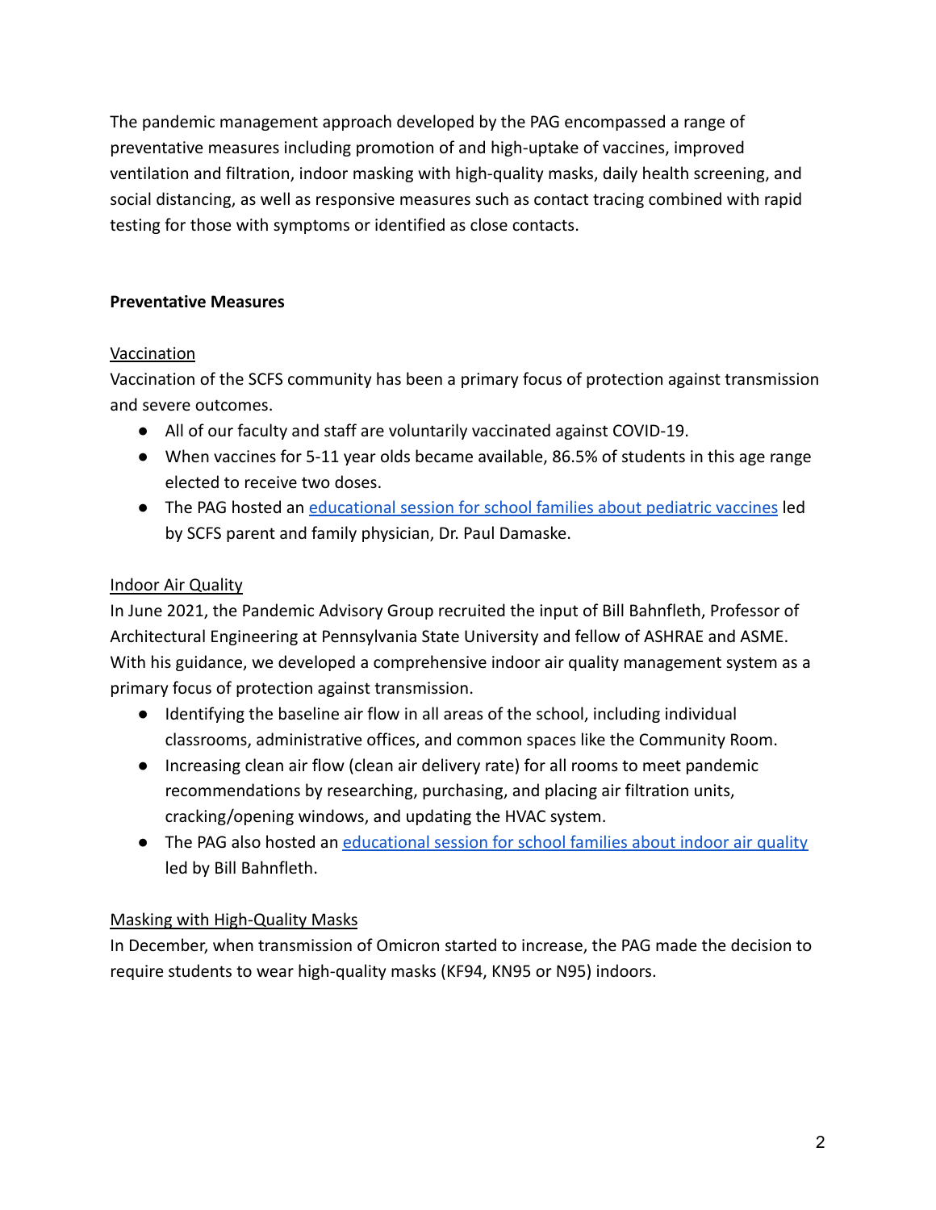The pandemic management approach developed by the PAG encompassed a range of preventative measures including promotion of and high-uptake of vaccines, improved ventilation and filtration, indoor masking with high-quality masks, daily health screening, and social distancing, as well as responsive measures such as contact tracing combined with rapid testing for those with symptoms or identified as close contacts.

**Preventative Measures**

Vaccination

Vaccination of the SCFS community has been a primary focus of protection against transmission and severe outcomes.

- All of our faculty and staff are voluntarily vaccinated against COVID-19.
- When vaccines for 5-11 year olds became available, 86.5% of students in this age range elected to receive two doses.
- The PAG hosted an educational session for school families about pediatric vaccines led by SCFS parent and family physician, Dr. Paul Damaske.

Indoor Air Quality

In June 2021, the Pandemic Advisory Group recruited the input of Bill Bahnfleth, Professor of Architectural Engineering at Pennsylvania State University and fellow of ASHRAE and ASME. With his guidance, we developed a comprehensive indoor air quality management system as a primary focus of protection against transmission.

- Identifying the baseline air flow in all areas of the school, including individual classrooms, administrative offices, and common spaces like the Community Room.
- Increasing clean air flow (clean air delivery rate) for all rooms to meet pandemic recommendations by researching, purchasing, and placing air filtration units, cracking/opening windows, and updating the HVAC system.
- The PAG also hosted an educational session for school families about indoor air quality led by Bill Bahnfleth.

Masking with High-Quality Masks

In December, when transmission of Omicron started to increase, the PAG made the decision to require students to wear high-quality masks (KF94, KN95 or N95) indoors.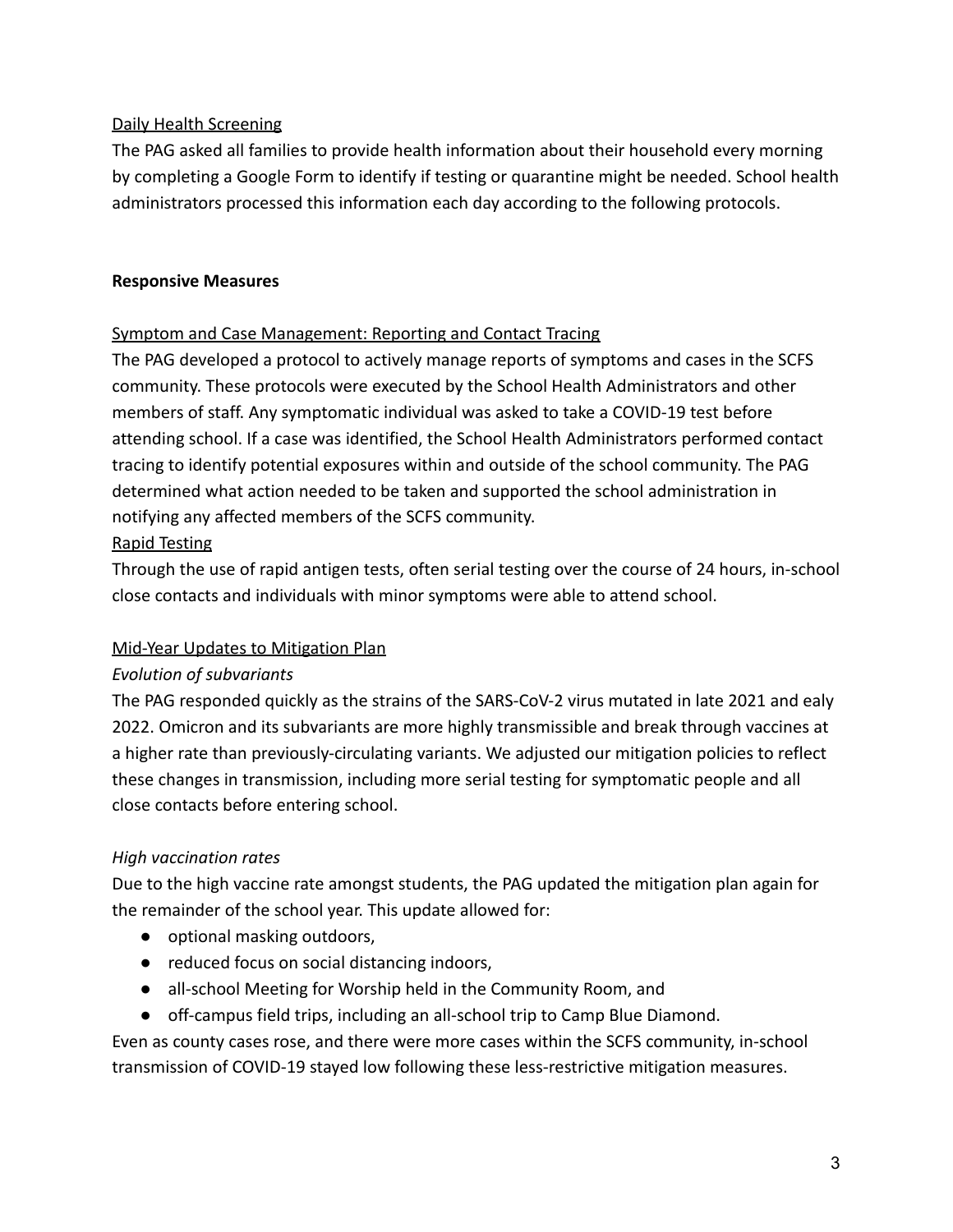Daily Health Screening

The PAG asked all families to provide health information about their household every morning by completing a Google Form to identify if testing or quarantine might be needed. School health administrators processed this information each day according to the following protocols.

**Responsive Measures**

Symptom and Case Management: Reporting and Contact Tracing

The PAG developed a protocol to actively manage reports of symptoms and cases in the SCFS community. These protocols were executed by the School Health Administrators and other members of staff. Any symptomatic individual was asked to take a COVID-19 test before attending school. If a case was identified, the School Health Administrators performed contact tracing to identify potential exposures within and outside of the school community. The PAG determined what action needed to be taken and supported the school administration in notifying any affected members of the SCFS community.

Rapid Testing

Through the use of rapid antigen tests, often serial testing over the course of 24 hours, in-school close contacts and individuals with minor symptoms were able to attend school.

Mid-Year Updates to Mitigation Plan

*Evolution of subvariants*

The PAG responded quickly as the strains of the SARS-CoV-2 virus mutated in late 2021 and ealy 2022. Omicron and its subvariants are more highly transmissible and break through vaccines at a higher rate than previously-circulating variants. We adjusted our mitigation policies to reflect these changes in transmission, including more serial testing for symptomatic people and all close contacts before entering school.

*High vaccination rates*

Due to the high vaccine rate amongst students, the PAG updated the mitigation plan again for the remainder of the school year. This update allowed for:

- optional masking outdoors,
- reduced focus on social distancing indoors,
- all-school Meeting for Worship held in the Community Room, and
- off-campus field trips, including an all-school trip to Camp Blue Diamond.

Even as county cases rose, and there were more cases within the SCFS community, in-school transmission of COVID-19 stayed low following these less-restrictive mitigation measures.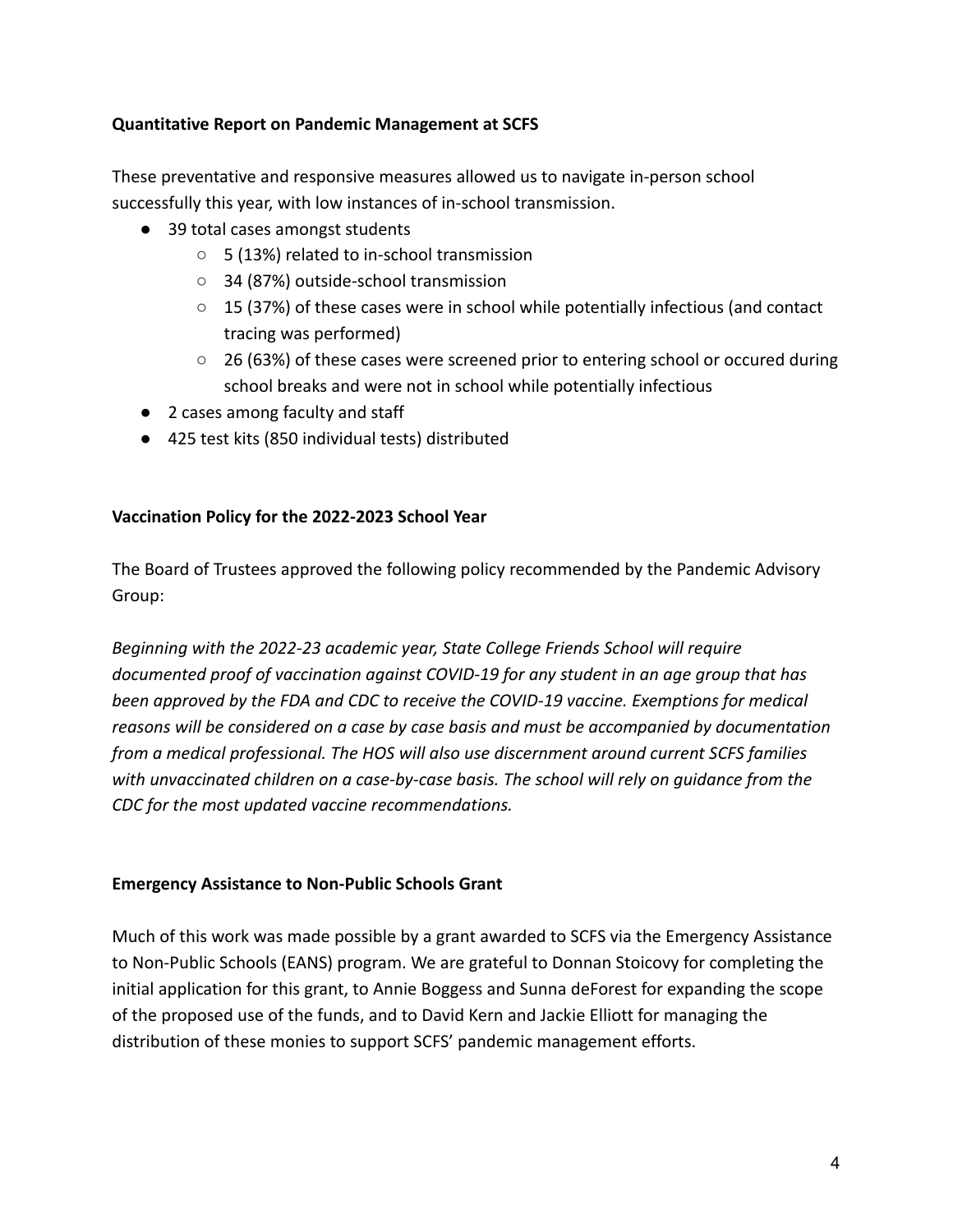**Quantitative Report on Pandemic Management at SCFS**

These preventative and responsive measures allowed us to navigate in-person school successfully this year, with low instances of in-school transmission.

- 39 total cases amongst students
  - 5 (13%) related to in-school transmission
  - 34 (87%) outside-school transmission
  - 15 (37%) of these cases were in school while potentially infectious (and contact tracing was performed)
  - 26 (63%) of these cases were screened prior to entering school or occured during school breaks and were not in school while potentially infectious
- 2 cases among faculty and staff
- 425 test kits (850 individual tests) distributed

**Vaccination Policy for the 2022-2023 School Year**

The Board of Trustees approved the following policy recommended by the Pandemic Advisory Group:

*Beginning with the 2022-23 academic year, State College Friends School will require documented proof of vaccination against COVID-19 for any student in an age group that has been approved by the FDA and CDC to receive the COVID-19 vaccine. Exemptions for medical reasons will be considered on a case by case basis and must be accompanied by documentation from a medical professional. The HOS will also use discernment around current SCFS families with unvaccinated children on a case-by-case basis. The school will rely on guidance from the CDC for the most updated vaccine recommendations.*

**Emergency Assistance to Non-Public Schools Grant**

Much of this work was made possible by a grant awarded to SCFS via the Emergency Assistance to Non-Public Schools (EANS) program. We are grateful to Donnan Stoicovy for completing the initial application for this grant, to Annie Boggess and Sunna deForest for expanding the scope of the proposed use of the funds, and to David Kern and Jackie Elliott for managing the distribution of these monies to support SCFS' pandemic management efforts.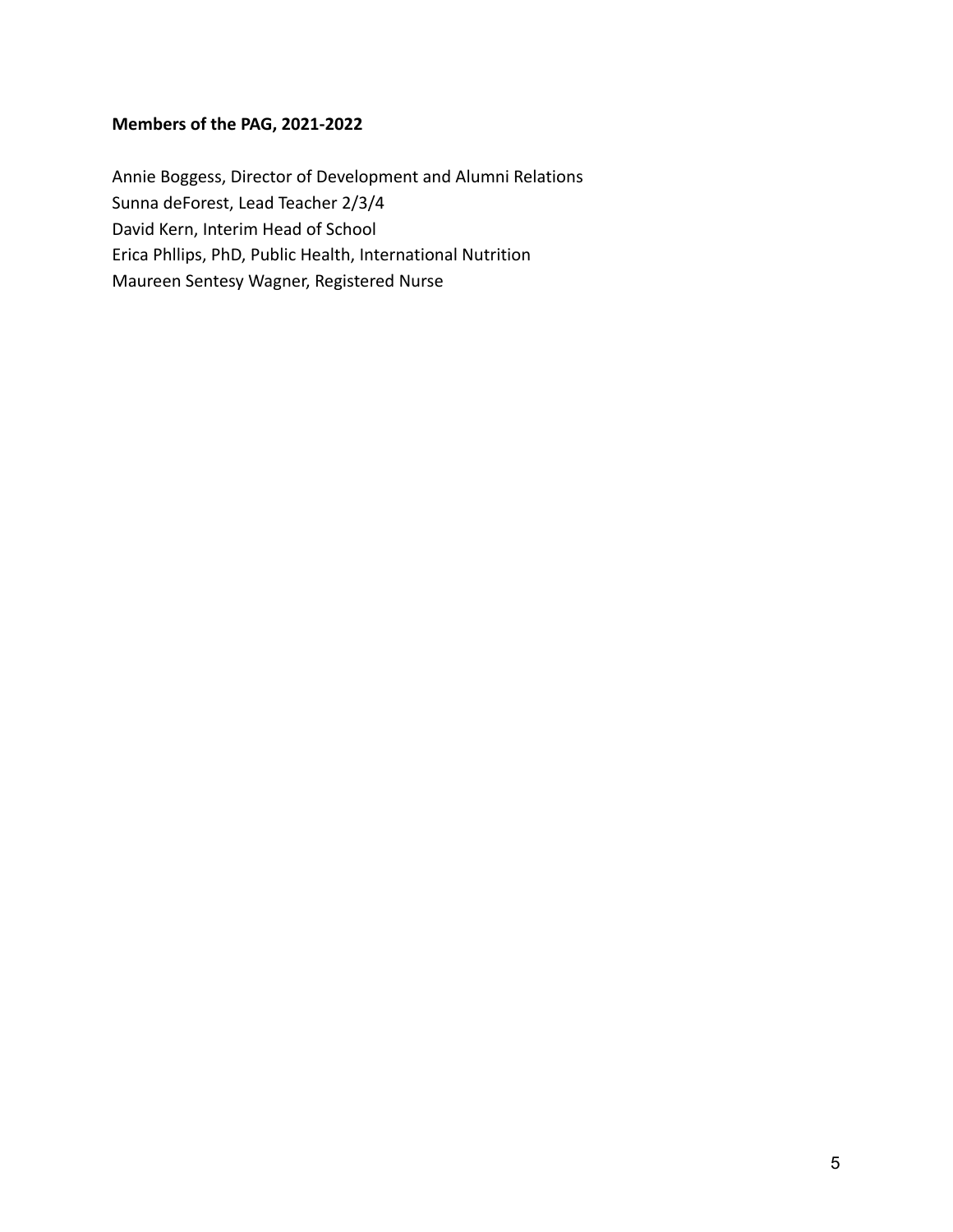**Members of the PAG, 2021-2022**

Annie Boggess, Director of Development and Alumni Relations
Sunna deForest, Lead Teacher 2/3/4
David Kern, Interim Head of School
Erica Phllips, PhD, Public Health, International Nutrition
Maureen Sentesy Wagner, Registered Nurse